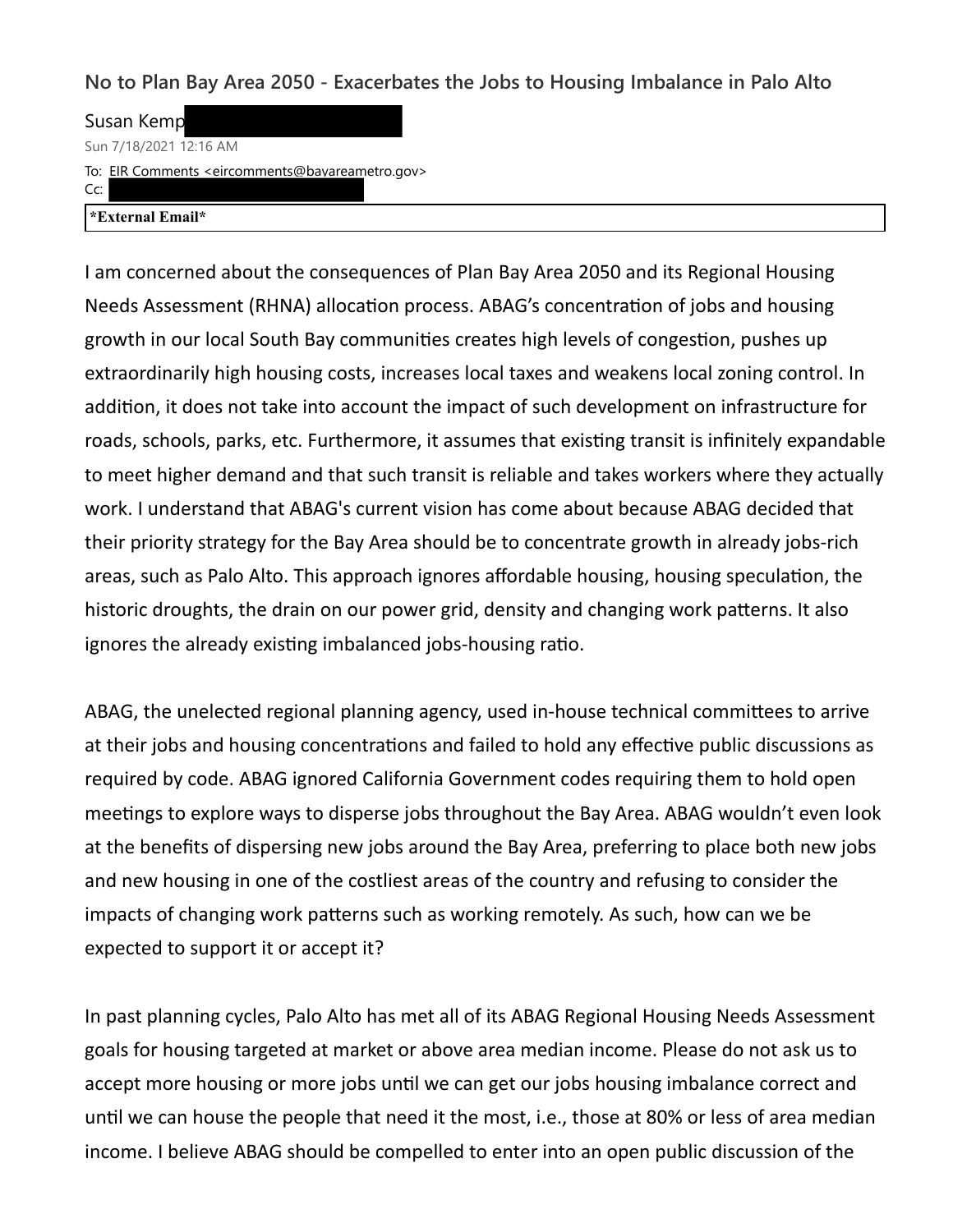## No to Plan Bay Area 2050 - Exacerbates the Jobs to Housing Imbalance in Palo Alto

Susan Kemp

Sun 7/18/2021 12:16 AM

To: EIR Comments <eircomments@bayareametro.gov>

Cc:

**\*External Email\***

I am concerned about the consequences of Plan Bay Area 2050 and its Regional Housing Needs Assessment (RHNA) allocation process. ABAG's concentration of jobs and housing growth in our local South Bay communities creates high levels of congestion, pushes up extraordinarily high housing costs, increases local taxes and weakens local zoning control. In addition, it does not take into account the impact of such development on infrastructure for roads, schools, parks, etc. Furthermore, it assumes that existing transit is infinitely expandable to meet higher demand and that such transit is reliable and takes workers where they actually work. I understand that ABAG's current vision has come about because ABAG decided that their priority strategy for the Bay Area should be to concentrate growth in already jobs-rich areas, such as Palo Alto. This approach ignores affordable housing, housing speculation, the historic droughts, the drain on our power grid, density and changing work patterns. It also ignores the already existing imbalanced jobs-housing ratio.

ABAG, the unelected regional planning agency, used in-house technical committees to arrive at their jobs and housing concentrations and failed to hold any effective public discussions as required by code. ABAG ignored California Government codes requiring them to hold open meetings to explore ways to disperse jobs throughout the Bay Area. ABAG wouldn't even look at the benefits of dispersing new jobs around the Bay Area, preferring to place both new jobs and new housing in one of the costliest areas of the country and refusing to consider the impacts of changing work patterns such as working remotely. As such, how can we be expected to support it or accept it?

In past planning cycles, Palo Alto has met all of its ABAG Regional Housing Needs Assessment goals for housing targeted at market or above area median income. Please do not ask us to accept more housing or more jobs until we can get our jobs housing imbalance correct and until we can house the people that need it the most, i.e., those at 80% or less of area median income. I believe ABAG should be compelled to enter into an open public discussion of the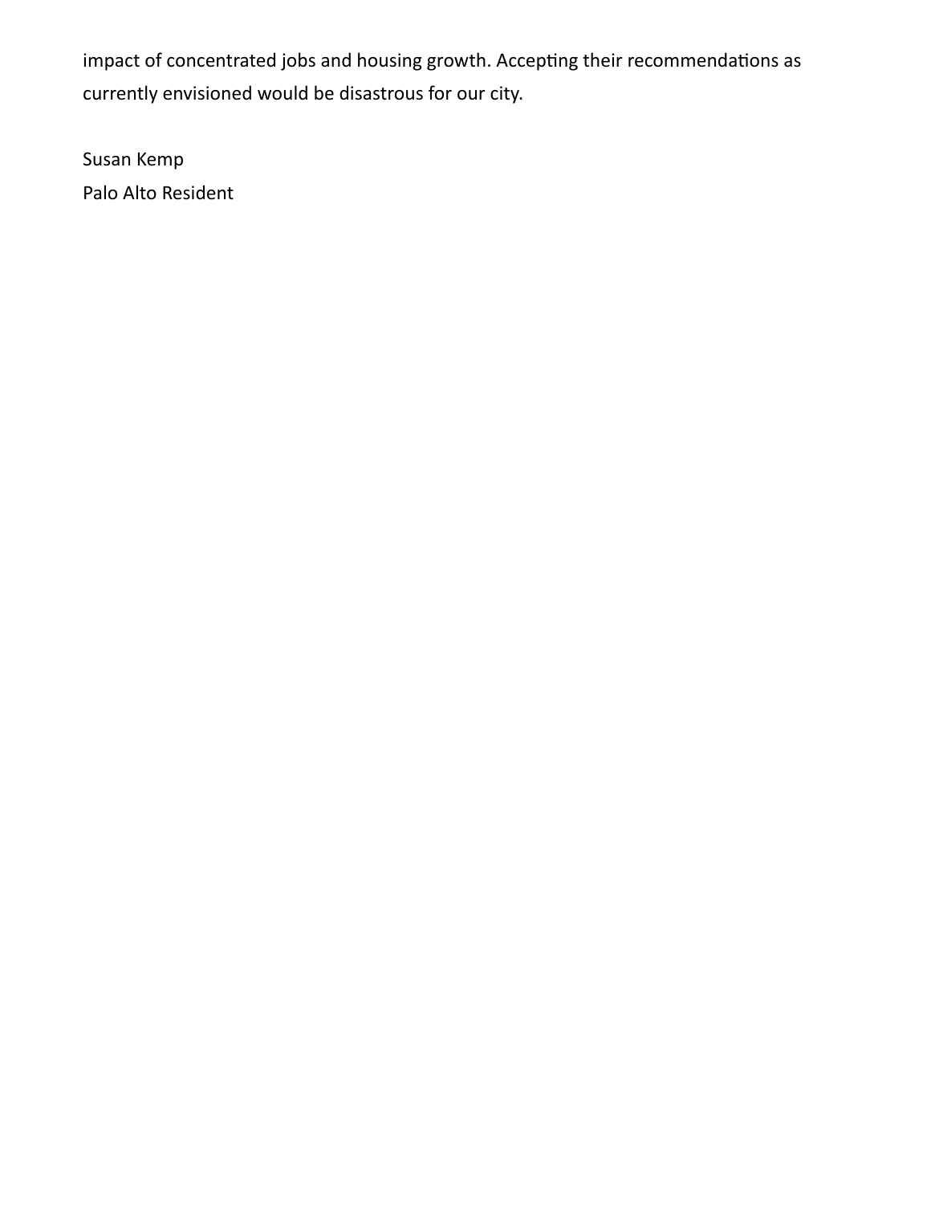impact of concentrated jobs and housing growth. Accepting their recommendations as currently envisioned would be disastrous for our city.

Susan Kemp
Palo Alto Resident